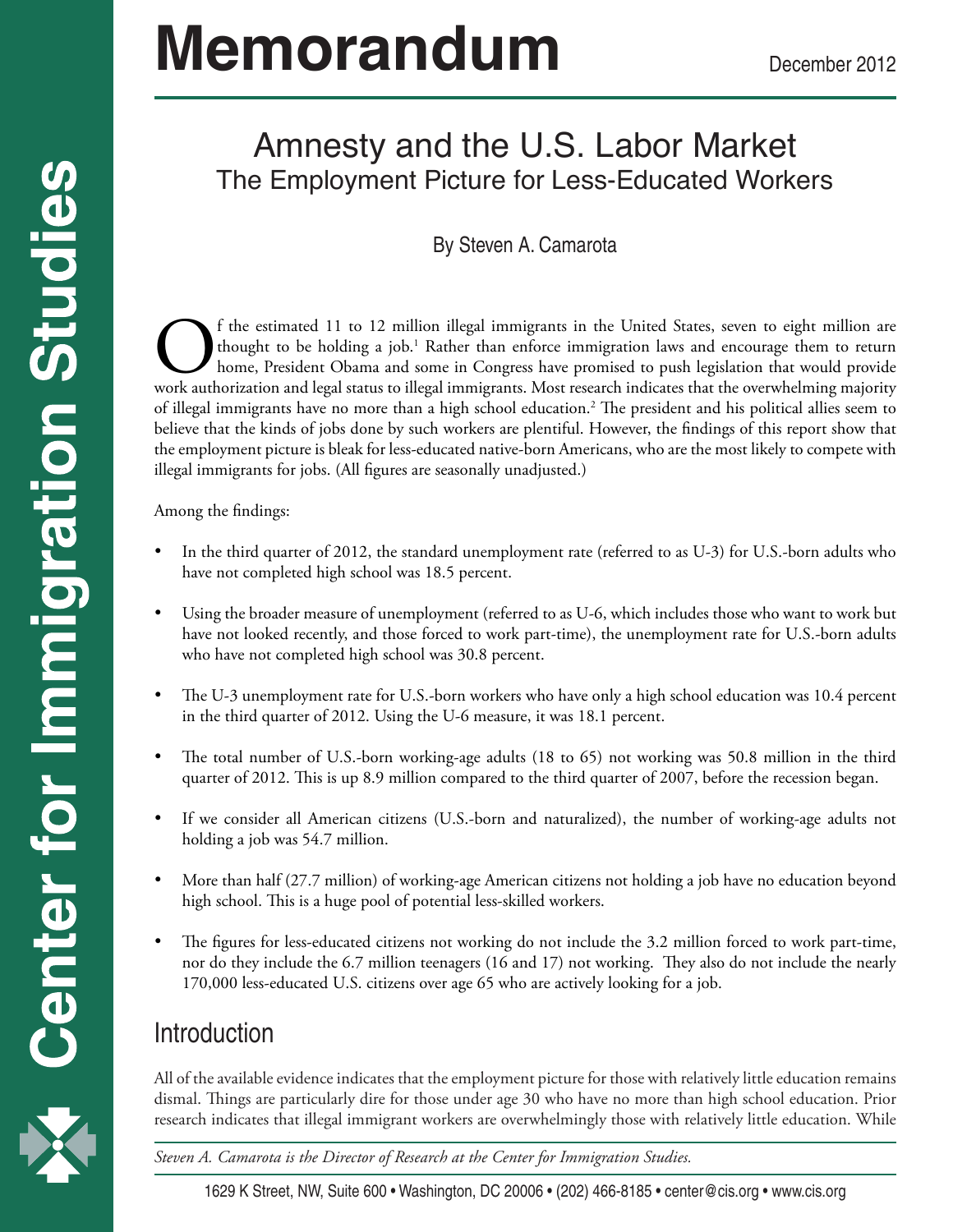# Memorandum

December 2012

## Amnesty and the U.S. Labor Market
### The Employment Picture for Less-Educated Workers

By Steven A. Camarota

Of the estimated 11 to 12 million illegal immigrants in the United States, seven to eight million are thought to be holding a job.[1] Rather than enforce immigration laws and encourage them to return home, President Obama and some in Congress have promised to push legislation that would provide work authorization and legal status to illegal immigrants. Most research indicates that the overwhelming majority of illegal immigrants have no more than a high school education.[2] The president and his political allies seem to believe that the kinds of jobs done by such workers are plentiful. However, the findings of this report show that the employment picture is bleak for less-educated native-born Americans, who are the most likely to compete with illegal immigrants for jobs. (All figures are seasonally unadjusted.)

Among the findings:

- In the third quarter of 2012, the standard unemployment rate (referred to as U-3) for U.S.-born adults who have not completed high school was 18.5 percent.
- Using the broader measure of unemployment (referred to as U-6, which includes those who want to work but have not looked recently, and those forced to work part-time), the unemployment rate for U.S.-born adults who have not completed high school was 30.8 percent.
- The U-3 unemployment rate for U.S.-born workers who have only a high school education was 10.4 percent in the third quarter of 2012. Using the U-6 measure, it was 18.1 percent.
- The total number of U.S.-born working-age adults (18 to 65) not working was 50.8 million in the third quarter of 2012. This is up 8.9 million compared to the third quarter of 2007, before the recession began.
- If we consider all American citizens (U.S.-born and naturalized), the number of working-age adults not holding a job was 54.7 million.
- More than half (27.7 million) of working-age American citizens not holding a job have no education beyond high school. This is a huge pool of potential less-skilled workers.
- The figures for less-educated citizens not working do not include the 3.2 million forced to work part-time, nor do they include the 6.7 million teenagers (16 and 17) not working. They also do not include the nearly 170,000 less-educated U.S. citizens over age 65 who are actively looking for a job.

## Introduction

All of the available evidence indicates that the employment picture for those with relatively little education remains dismal. Things are particularly dire for those under age 30 who have no more than high school education. Prior research indicates that illegal immigrant workers are overwhelmingly those with relatively little education. While

*Steven A. Camarota is the Director of Research at the Center for Immigration Studies.*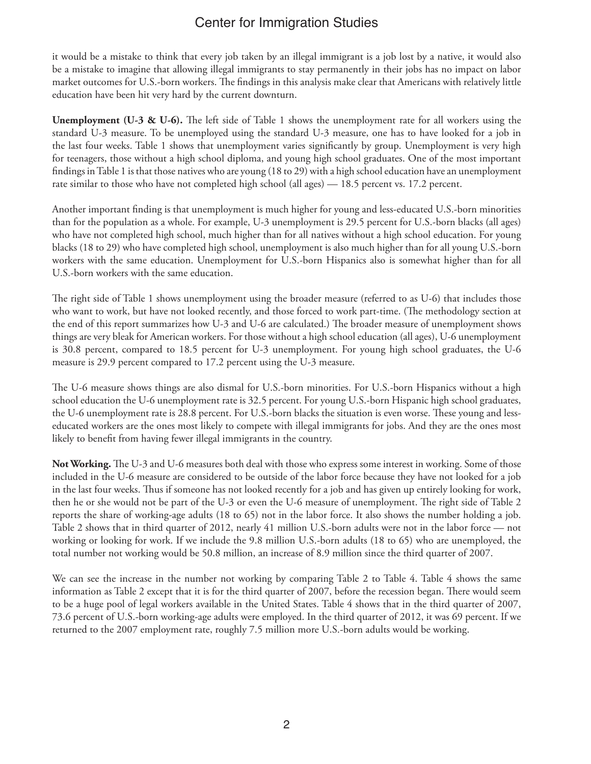it would be a mistake to think that every job taken by an illegal immigrant is a job lost by a native, it would also be a mistake to imagine that allowing illegal immigrants to stay permanently in their jobs has no impact on labor market outcomes for U.S.-born workers. The findings in this analysis make clear that Americans with relatively little education have been hit very hard by the current downturn.

**Unemployment (U-3 & U-6).** The left side of Table 1 shows the unemployment rate for all workers using the standard U-3 measure. To be unemployed using the standard U-3 measure, one has to have looked for a job in the last four weeks. Table 1 shows that unemployment varies significantly by group. Unemployment is very high for teenagers, those without a high school diploma, and young high school graduates. One of the most important findings in Table 1 is that those natives who are young (18 to 29) with a high school education have an unemployment rate similar to those who have not completed high school (all ages) — 18.5 percent vs. 17.2 percent.

Another important finding is that unemployment is much higher for young and less-educated U.S.-born minorities than for the population as a whole. For example, U-3 unemployment is 29.5 percent for U.S.-born blacks (all ages) who have not completed high school, much higher than for all natives without a high school education. For young blacks (18 to 29) who have completed high school, unemployment is also much higher than for all young U.S.-born workers with the same education. Unemployment for U.S.-born Hispanics also is somewhat higher than for all U.S.-born workers with the same education.

The right side of Table 1 shows unemployment using the broader measure (referred to as U-6) that includes those who want to work, but have not looked recently, and those forced to work part-time. (The methodology section at the end of this report summarizes how U-3 and U-6 are calculated.) The broader measure of unemployment shows things are very bleak for American workers. For those without a high school education (all ages), U-6 unemployment is 30.8 percent, compared to 18.5 percent for U-3 unemployment. For young high school graduates, the U-6 measure is 29.9 percent compared to 17.2 percent using the U-3 measure.

The U-6 measure shows things are also dismal for U.S.-born minorities. For U.S.-born Hispanics without a high school education the U-6 unemployment rate is 32.5 percent. For young U.S.-born Hispanic high school graduates, the U-6 unemployment rate is 28.8 percent. For U.S.-born blacks the situation is even worse. These young and less-educated workers are the ones most likely to compete with illegal immigrants for jobs. And they are the ones most likely to benefit from having fewer illegal immigrants in the country.

**Not Working.** The U-3 and U-6 measures both deal with those who express some interest in working. Some of those included in the U-6 measure are considered to be outside of the labor force because they have not looked for a job in the last four weeks. Thus if someone has not looked recently for a job and has given up entirely looking for work, then he or she would not be part of the U-3 or even the U-6 measure of unemployment. The right side of Table 2 reports the share of working-age adults (18 to 65) not in the labor force. It also shows the number holding a job. Table 2 shows that in third quarter of 2012, nearly 41 million U.S.-born adults were not in the labor force — not working or looking for work. If we include the 9.8 million U.S.-born adults (18 to 65) who are unemployed, the total number not working would be 50.8 million, an increase of 8.9 million since the third quarter of 2007.

We can see the increase in the number not working by comparing Table 2 to Table 4. Table 4 shows the same information as Table 2 except that it is for the third quarter of 2007, before the recession began. There would seem to be a huge pool of legal workers available in the United States. Table 4 shows that in the third quarter of 2007, 73.6 percent of U.S.-born working-age adults were employed. In the third quarter of 2012, it was 69 percent. If we returned to the 2007 employment rate, roughly 7.5 million more U.S.-born adults would be working.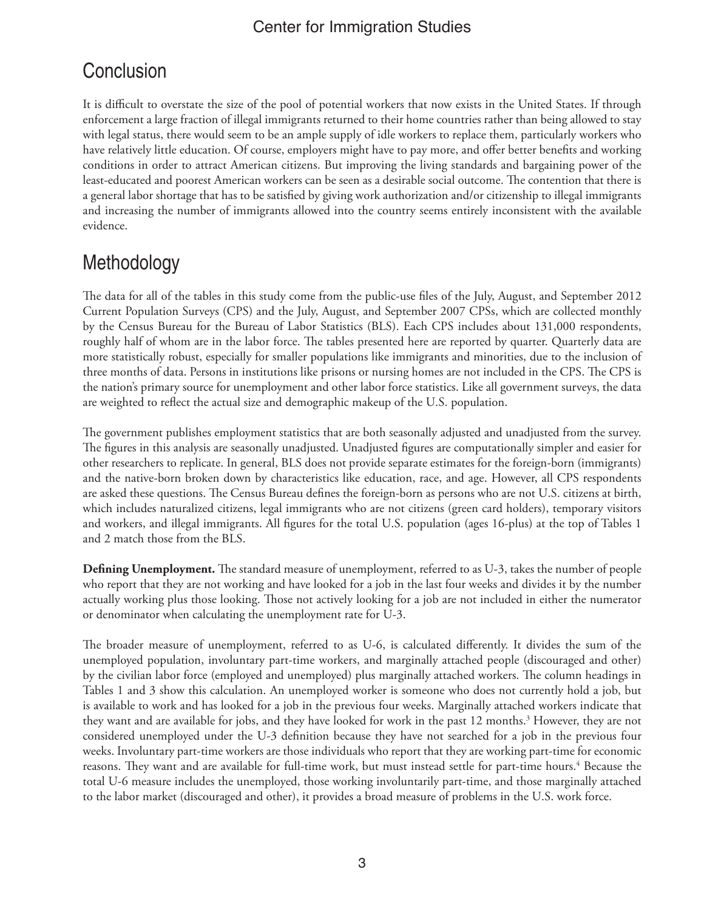## Conclusion

It is difficult to overstate the size of the pool of potential workers that now exists in the United States. If through enforcement a large fraction of illegal immigrants returned to their home countries rather than being allowed to stay with legal status, there would seem to be an ample supply of idle workers to replace them, particularly workers who have relatively little education. Of course, employers might have to pay more, and offer better benefits and working conditions in order to attract American citizens. But improving the living standards and bargaining power of the least-educated and poorest American workers can be seen as a desirable social outcome. The contention that there is a general labor shortage that has to be satisfied by giving work authorization and/or citizenship to illegal immigrants and increasing the number of immigrants allowed into the country seems entirely inconsistent with the available evidence.

## Methodology

The data for all of the tables in this study come from the public-use files of the July, August, and September 2012 Current Population Surveys (CPS) and the July, August, and September 2007 CPSs, which are collected monthly by the Census Bureau for the Bureau of Labor Statistics (BLS). Each CPS includes about 131,000 respondents, roughly half of whom are in the labor force. The tables presented here are reported by quarter. Quarterly data are more statistically robust, especially for smaller populations like immigrants and minorities, due to the inclusion of three months of data. Persons in institutions like prisons or nursing homes are not included in the CPS. The CPS is the nation's primary source for unemployment and other labor force statistics. Like all government surveys, the data are weighted to reflect the actual size and demographic makeup of the U.S. population.

The government publishes employment statistics that are both seasonally adjusted and unadjusted from the survey. The figures in this analysis are seasonally unadjusted. Unadjusted figures are computationally simpler and easier for other researchers to replicate. In general, BLS does not provide separate estimates for the foreign-born (immigrants) and the native-born broken down by characteristics like education, race, and age. However, all CPS respondents are asked these questions. The Census Bureau defines the foreign-born as persons who are not U.S. citizens at birth, which includes naturalized citizens, legal immigrants who are not citizens (green card holders), temporary visitors and workers, and illegal immigrants. All figures for the total U.S. population (ages 16-plus) at the top of Tables 1 and 2 match those from the BLS.

**Defining Unemployment.** The standard measure of unemployment, referred to as U-3, takes the number of people who report that they are not working and have looked for a job in the last four weeks and divides it by the number actually working plus those looking. Those not actively looking for a job are not included in either the numerator or denominator when calculating the unemployment rate for U-3.

The broader measure of unemployment, referred to as U-6, is calculated differently. It divides the sum of the unemployed population, involuntary part-time workers, and marginally attached people (discouraged and other) by the civilian labor force (employed and unemployed) plus marginally attached workers. The column headings in Tables 1 and 3 show this calculation. An unemployed worker is someone who does not currently hold a job, but is available to work and has looked for a job in the previous four weeks. Marginally attached workers indicate that they want and are available for jobs, and they have looked for work in the past 12 months.[3] However, they are not considered unemployed under the U-3 definition because they have not searched for a job in the previous four weeks. Involuntary part-time workers are those individuals who report that they are working part-time for economic reasons. They want and are available for full-time work, but must instead settle for part-time hours.[4] Because the total U-6 measure includes the unemployed, those working involuntarily part-time, and those marginally attached to the labor market (discouraged and other), it provides a broad measure of problems in the U.S. work force.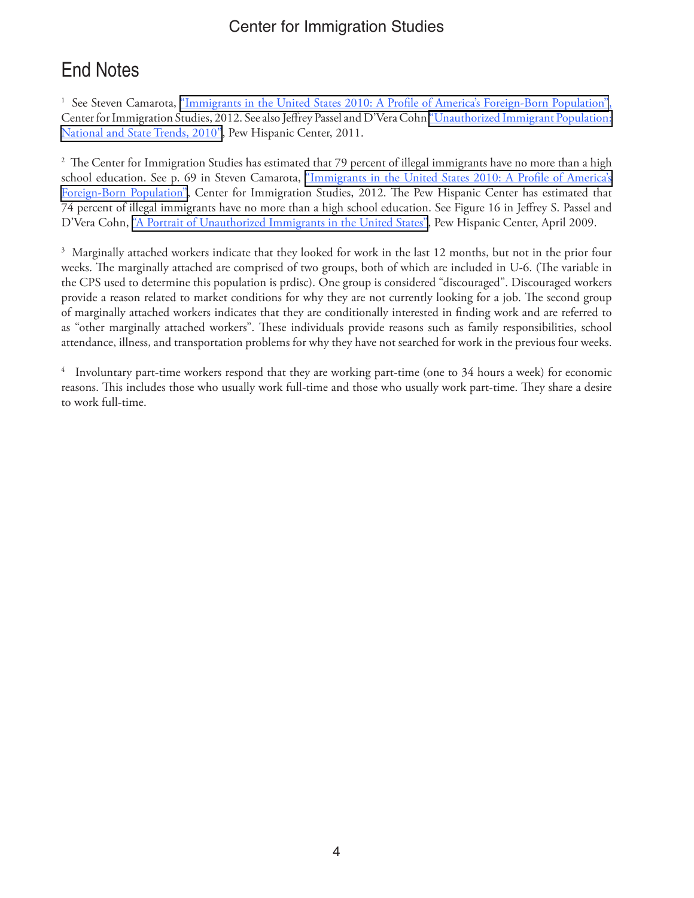## End Notes

[1] See Steven Camarota, "Immigrants in the United States 2010: A Profile of America's Foreign-Born Population", Center for Immigration Studies, 2012. See also Jeffrey Passel and D'Vera Cohn "Unauthorized Immigrant Population: National and State Trends, 2010", Pew Hispanic Center, 2011.

[2] The Center for Immigration Studies has estimated that 79 percent of illegal immigrants have no more than a high school education. See p. 69 in Steven Camarota, "Immigrants in the United States 2010: A Profile of America's Foreign-Born Population", Center for Immigration Studies, 2012. The Pew Hispanic Center has estimated that 74 percent of illegal immigrants have no more than a high school education. See Figure 16 in Jeffrey S. Passel and D'Vera Cohn, "A Portrait of Unauthorized Immigrants in the United States", Pew Hispanic Center, April 2009.

[3] Marginally attached workers indicate that they looked for work in the last 12 months, but not in the prior four weeks. The marginally attached are comprised of two groups, both of which are included in U-6. (The variable in the CPS used to determine this population is prdisc). One group is considered "discouraged". Discouraged workers provide a reason related to market conditions for why they are not currently looking for a job. The second group of marginally attached workers indicates that they are conditionally interested in finding work and are referred to as "other marginally attached workers". These individuals provide reasons such as family responsibilities, school attendance, illness, and transportation problems for why they have not searched for work in the previous four weeks.

[4] Involuntary part-time workers respond that they are working part-time (one to 34 hours a week) for economic reasons. This includes those who usually work full-time and those who usually work part-time. They share a desire to work full-time.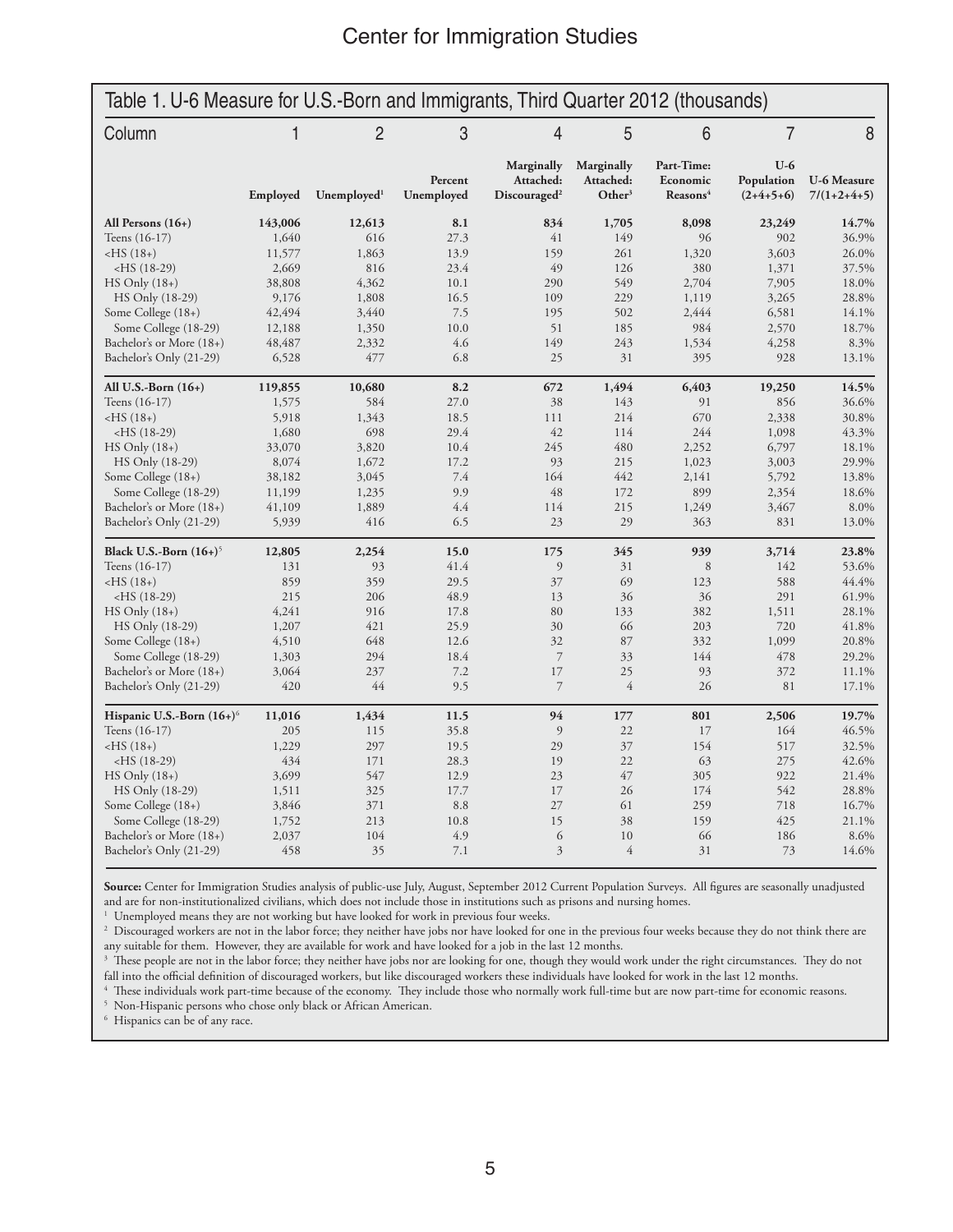## Table 1. U-6 Measure for U.S.-Born and Immigrants, Third Quarter 2012 (thousands)

| Column | 1 | 2 | 3 | 4 | 5 | 6 | 7 | 8 |
|---|---|---|---|---|---|---|---|---|
| | Employed | Unemployed[1] | Percent Unemployed | Marginally Attached: Discouraged[2] | Marginally Attached: Other[3] | Part-Time: Economic Reasons[4] | U-6 Population (2+4+5+6) | U-6 Measure 7/(1+2+4+5) |
| **All Persons (16+)** | **143,006** | **12,613** | **8.1** | **834** | **1,705** | **8,098** | **23,249** | **14.7%** |
| Teens (16-17) | 1,640 | 616 | 27.3 | 41 | 149 | 96 | 902 | 36.9% |
| <HS (18+) | 11,577 | 1,863 | 13.9 | 159 | 261 | 1,320 | 3,603 | 26.0% |
| <HS (18-29) | 2,669 | 816 | 23.4 | 49 | 126 | 380 | 1,371 | 37.5% |
| HS Only (18+) | 38,808 | 4,362 | 10.1 | 290 | 549 | 2,704 | 7,905 | 18.0% |
| HS Only (18-29) | 9,176 | 1,808 | 16.5 | 109 | 229 | 1,119 | 3,265 | 28.8% |
| Some College (18+) | 42,494 | 3,440 | 7.5 | 195 | 502 | 2,444 | 6,581 | 14.1% |
| Some College (18-29) | 12,188 | 1,350 | 10.0 | 51 | 185 | 984 | 2,570 | 18.7% |
| Bachelor's or More (18+) | 48,487 | 2,332 | 4.6 | 149 | 243 | 1,534 | 4,258 | 8.3% |
| Bachelor's Only (21-29) | 6,528 | 477 | 6.8 | 25 | 31 | 395 | 928 | 13.1% |
| **All U.S.-Born (16+)** | **119,855** | **10,680** | **8.2** | **672** | **1,494** | **6,403** | **19,250** | **14.5%** |
| Teens (16-17) | 1,575 | 584 | 27.0 | 38 | 143 | 91 | 856 | 36.6% |
| <HS (18+) | 5,918 | 1,343 | 18.5 | 111 | 214 | 670 | 2,338 | 30.8% |
| <HS (18-29) | 1,680 | 698 | 29.4 | 42 | 114 | 244 | 1,098 | 43.3% |
| HS Only (18+) | 33,070 | 3,820 | 10.4 | 245 | 480 | 2,252 | 6,797 | 18.1% |
| HS Only (18-29) | 8,074 | 1,672 | 17.2 | 93 | 215 | 1,023 | 3,003 | 29.9% |
| Some College (18+) | 38,182 | 3,045 | 7.4 | 164 | 442 | 2,141 | 5,792 | 13.8% |
| Some College (18-29) | 11,199 | 1,235 | 9.9 | 48 | 172 | 899 | 2,354 | 18.6% |
| Bachelor's or More (18+) | 41,109 | 1,889 | 4.4 | 114 | 215 | 1,249 | 3,467 | 8.0% |
| Bachelor's Only (21-29) | 5,939 | 416 | 6.5 | 23 | 29 | 363 | 831 | 13.0% |
| **Black U.S.-Born (16+)**[5] | **12,805** | **2,254** | **15.0** | **175** | **345** | **939** | **3,714** | **23.8%** |
| Teens (16-17) | 131 | 93 | 41.4 | 9 | 31 | 8 | 142 | 53.6% |
| <HS (18+) | 859 | 359 | 29.5 | 37 | 69 | 123 | 588 | 44.4% |
| <HS (18-29) | 215 | 206 | 48.9 | 13 | 36 | 36 | 291 | 61.9% |
| HS Only (18+) | 4,241 | 916 | 17.8 | 80 | 133 | 382 | 1,511 | 28.1% |
| HS Only (18-29) | 1,207 | 421 | 25.9 | 30 | 66 | 203 | 720 | 41.8% |
| Some College (18+) | 4,510 | 648 | 12.6 | 32 | 87 | 332 | 1,099 | 20.8% |
| Some College (18-29) | 1,303 | 294 | 18.4 | 7 | 33 | 144 | 478 | 29.2% |
| Bachelor's or More (18+) | 3,064 | 237 | 7.2 | 17 | 25 | 93 | 372 | 11.1% |
| Bachelor's Only (21-29) | 420 | 44 | 9.5 | 7 | 4 | 26 | 81 | 17.1% |
| **Hispanic U.S.-Born (16+)**[6] | **11,016** | **1,434** | **11.5** | **94** | **177** | **801** | **2,506** | **19.7%** |
| Teens (16-17) | 205 | 115 | 35.8 | 9 | 22 | 17 | 164 | 46.5% |
| <HS (18+) | 1,229 | 297 | 19.5 | 29 | 37 | 154 | 517 | 32.5% |
| <HS (18-29) | 434 | 171 | 28.3 | 19 | 22 | 63 | 275 | 42.6% |
| HS Only (18+) | 3,699 | 547 | 12.9 | 23 | 47 | 305 | 922 | 21.4% |
| HS Only (18-29) | 1,511 | 325 | 17.7 | 17 | 26 | 174 | 542 | 28.8% |
| Some College (18+) | 3,846 | 371 | 8.8 | 27 | 61 | 259 | 718 | 16.7% |
| Some College (18-29) | 1,752 | 213 | 10.8 | 15 | 38 | 159 | 425 | 21.1% |
| Bachelor's or More (18+) | 2,037 | 104 | 4.9 | 6 | 10 | 66 | 186 | 8.6% |
| Bachelor's Only (21-29) | 458 | 35 | 7.1 | 3 | 4 | 31 | 73 | 14.6% |

**Source:** Center for Immigration Studies analysis of public-use July, August, September 2012 Current Population Surveys. All figures are seasonally unadjusted and are for non-institutionalized civilians, which does not include those in institutions such as prisons and nursing homes.

[1] Unemployed means they are not working but have looked for work in previous four weeks.

[2] Discouraged workers are not in the labor force; they neither have jobs nor have looked for one in the previous four weeks because they do not think there are any suitable for them. However, they are available for work and have looked for a job in the last 12 months.

[3] These people are not in the labor force; they neither have jobs nor are looking for one, though they would work under the right circumstances. They do not fall into the official definition of discouraged workers, but like discouraged workers these individuals have looked for work in the last 12 months.

[4] These individuals work part-time because of the economy. They include those who normally work full-time but are now part-time for economic reasons.

[5] Non-Hispanic persons who chose only black or African American.

[6] Hispanics can be of any race.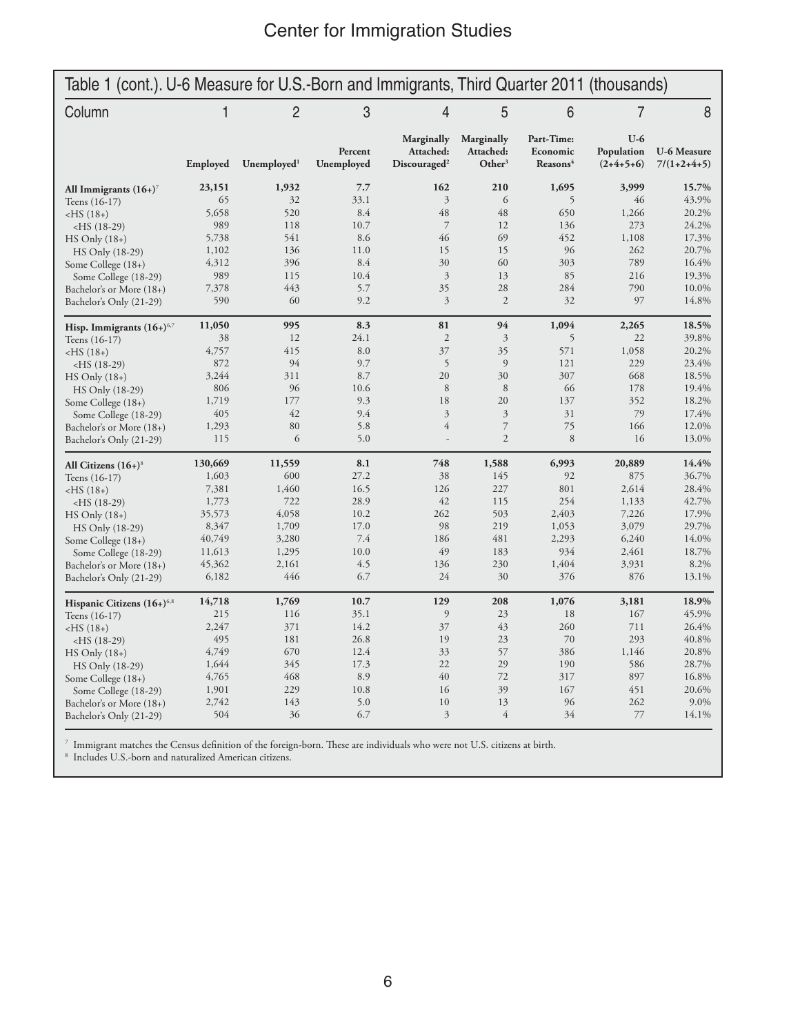## Table 1 (cont.). U-6 Measure for U.S.-Born and Immigrants, Third Quarter 2011 (thousands)

| Column | 1 | 2 | 3 | 4 | 5 | 6 | 7 | 8 |
|---|---|---|---|---|---|---|---|---|
| | Employed | Unemployed[1] | Percent Unemployed | Marginally Attached: Discouraged[2] | Marginally Attached: Other[3] | Part-Time: Economic Reasons[4] | U-6 Population (2+4+5+6) | U-6 Measure 7/(1+2+4+5) |
| **All Immigrants (16+)**[7] | **23,151** | **1,932** | **7.7** | **162** | **210** | **1,695** | **3,999** | **15.7%** |
| Teens (16-17) | 65 | 32 | 33.1 | 3 | 6 | 5 | 46 | 43.9% |
| <HS (18+) | 5,658 | 520 | 8.4 | 48 | 48 | 650 | 1,266 | 20.2% |
| <HS (18-29) | 989 | 118 | 10.7 | 7 | 12 | 136 | 273 | 24.2% |
| HS Only (18+) | 5,738 | 541 | 8.6 | 46 | 69 | 452 | 1,108 | 17.3% |
| HS Only (18-29) | 1,102 | 136 | 11.0 | 15 | 15 | 96 | 262 | 20.7% |
| Some College (18+) | 4,312 | 396 | 8.4 | 30 | 60 | 303 | 789 | 16.4% |
| Some College (18-29) | 989 | 115 | 10.4 | 3 | 13 | 85 | 216 | 19.3% |
| Bachelor's or More (18+) | 7,378 | 443 | 5.7 | 35 | 28 | 284 | 790 | 10.0% |
| Bachelor's Only (21-29) | 590 | 60 | 9.2 | 3 | 2 | 32 | 97 | 14.8% |
| **Hisp. Immigrants (16+)**[6,7] | **11,050** | **995** | **8.3** | **81** | **94** | **1,094** | **2,265** | **18.5%** |
| Teens (16-17) | 38 | 12 | 24.1 | 2 | 3 | 5 | 22 | 39.8% |
| <HS (18+) | 4,757 | 415 | 8.0 | 37 | 35 | 571 | 1,058 | 20.2% |
| <HS (18-29) | 872 | 94 | 9.7 | 5 | 9 | 121 | 229 | 23.4% |
| HS Only (18+) | 3,244 | 311 | 8.7 | 20 | 30 | 307 | 668 | 18.5% |
| HS Only (18-29) | 806 | 96 | 10.6 | 8 | 8 | 66 | 178 | 19.4% |
| Some College (18+) | 1,719 | 177 | 9.3 | 18 | 20 | 137 | 352 | 18.2% |
| Some College (18-29) | 405 | 42 | 9.4 | 3 | 3 | 31 | 79 | 17.4% |
| Bachelor's or More (18+) | 1,293 | 80 | 5.8 | 4 | 7 | 75 | 166 | 12.0% |
| Bachelor's Only (21-29) | 115 | 6 | 5.0 | - | 2 | 8 | 16 | 13.0% |
| **All Citizens (16+)**[8] | **130,669** | **11,559** | **8.1** | **748** | **1,588** | **6,993** | **20,889** | **14.4%** |
| Teens (16-17) | 1,603 | 600 | 27.2 | 38 | 145 | 92 | 875 | 36.7% |
| <HS (18+) | 7,381 | 1,460 | 16.5 | 126 | 227 | 801 | 2,614 | 28.4% |
| <HS (18-29) | 1,773 | 722 | 28.9 | 42 | 115 | 254 | 1,133 | 42.7% |
| HS Only (18+) | 35,573 | 4,058 | 10.2 | 262 | 503 | 2,403 | 7,226 | 17.9% |
| HS Only (18-29) | 8,347 | 1,709 | 17.0 | 98 | 219 | 1,053 | 3,079 | 29.7% |
| Some College (18+) | 40,749 | 3,280 | 7.4 | 186 | 481 | 2,293 | 6,240 | 14.0% |
| Some College (18-29) | 11,613 | 1,295 | 10.0 | 49 | 183 | 934 | 2,461 | 18.7% |
| Bachelor's or More (18+) | 45,362 | 2,161 | 4.5 | 136 | 230 | 1,404 | 3,931 | 8.2% |
| Bachelor's Only (21-29) | 6,182 | 446 | 6.7 | 24 | 30 | 376 | 876 | 13.1% |
| **Hispanic Citizens (16+)**[6,8] | **14,718** | **1,769** | **10.7** | **129** | **208** | **1,076** | **3,181** | **18.9%** |
| Teens (16-17) | 215 | 116 | 35.1 | 9 | 23 | 18 | 167 | 45.9% |
| <HS (18+) | 2,247 | 371 | 14.2 | 37 | 43 | 260 | 711 | 26.4% |
| <HS (18-29) | 495 | 181 | 26.8 | 19 | 23 | 70 | 293 | 40.8% |
| HS Only (18+) | 4,749 | 670 | 12.4 | 33 | 57 | 386 | 1,146 | 20.8% |
| HS Only (18-29) | 1,644 | 345 | 17.3 | 22 | 29 | 190 | 586 | 28.7% |
| Some College (18+) | 4,765 | 468 | 8.9 | 40 | 72 | 317 | 897 | 16.8% |
| Some College (18-29) | 1,901 | 229 | 10.8 | 16 | 39 | 167 | 451 | 20.6% |
| Bachelor's or More (18+) | 2,742 | 143 | 5.0 | 10 | 13 | 96 | 262 | 9.0% |
| Bachelor's Only (21-29) | 504 | 36 | 6.7 | 3 | 4 | 34 | 77 | 14.1% |

[7] Immigrant matches the Census definition of the foreign-born. These are individuals who were not U.S. citizens at birth.
[8] Includes U.S.-born and naturalized American citizens.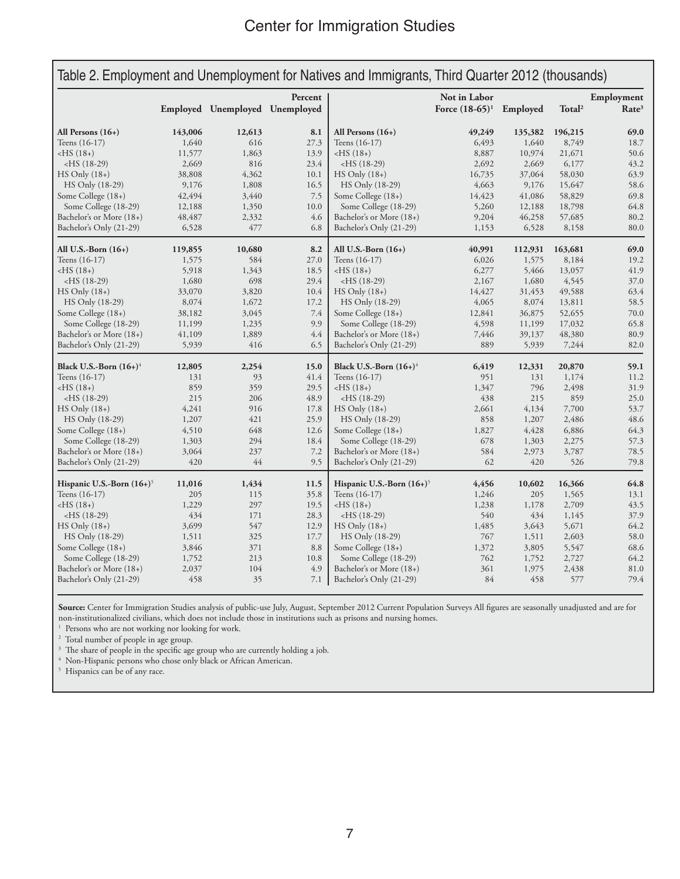## Table 2. Employment and Unemployment for Natives and Immigrants, Third Quarter 2012 (thousands)

| | Employed | Unemployed | Percent Unemployed | | Not in Labor Force (18-65)[1] | Employed | Total[2] | Employment Rate[3] |
|---|---|---|---|---|---|---|---|---|
| **All Persons (16+)** | **143,006** | **12,613** | **8.1** | **All Persons (16+)** | **49,249** | **135,382** | **196,215** | **69.0** |
| Teens (16-17) | 1,640 | 616 | 27.3 | Teens (16-17) | 6,493 | 1,640 | 8,749 | 18.7 |
| <HS (18+) | 11,577 | 1,863 | 13.9 | <HS (18+) | 8,887 | 10,974 | 21,671 | 50.6 |
| <HS (18-29) | 2,669 | 816 | 23.4 | <HS (18-29) | 2,692 | 2,669 | 6,177 | 43.2 |
| HS Only (18+) | 38,808 | 4,362 | 10.1 | HS Only (18+) | 16,735 | 37,064 | 58,030 | 63.9 |
| HS Only (18-29) | 9,176 | 1,808 | 16.5 | HS Only (18-29) | 4,663 | 9,176 | 15,647 | 58.6 |
| Some College (18+) | 42,494 | 3,440 | 7.5 | Some College (18+) | 14,423 | 41,086 | 58,829 | 69.8 |
| Some College (18-29) | 12,188 | 1,350 | 10.0 | Some College (18-29) | 5,260 | 12,188 | 18,798 | 64.8 |
| Bachelor's or More (18+) | 48,487 | 2,332 | 4.6 | Bachelor's or More (18+) | 9,204 | 46,258 | 57,685 | 80.2 |
| Bachelor's Only (21-29) | 6,528 | 477 | 6.8 | Bachelor's Only (21-29) | 1,153 | 6,528 | 8,158 | 80.0 |
| **All U.S.-Born (16+)** | **119,855** | **10,680** | **8.2** | **All U.S.-Born (16+)** | **40,991** | **112,931** | **163,681** | **69.0** |
| Teens (16-17) | 1,575 | 584 | 27.0 | Teens (16-17) | 6,026 | 1,575 | 8,184 | 19.2 |
| <HS (18+) | 5,918 | 1,343 | 18.5 | <HS (18+) | 6,277 | 5,466 | 13,057 | 41.9 |
| <HS (18-29) | 1,680 | 698 | 29.4 | <HS (18-29) | 2,167 | 1,680 | 4,545 | 37.0 |
| HS Only (18+) | 33,070 | 3,820 | 10.4 | HS Only (18+) | 14,427 | 31,453 | 49,588 | 63.4 |
| HS Only (18-29) | 8,074 | 1,672 | 17.2 | HS Only (18-29) | 4,065 | 8,074 | 13,811 | 58.5 |
| Some College (18+) | 38,182 | 3,045 | 7.4 | Some College (18+) | 12,841 | 36,875 | 52,655 | 70.0 |
| Some College (18-29) | 11,199 | 1,235 | 9.9 | Some College (18-29) | 4,598 | 11,199 | 17,032 | 65.8 |
| Bachelor's or More (18+) | 41,109 | 1,889 | 4.4 | Bachelor's or More (18+) | 7,446 | 39,137 | 48,380 | 80.9 |
| Bachelor's Only (21-29) | 5,939 | 416 | 6.5 | Bachelor's Only (21-29) | 889 | 5,939 | 7,244 | 82.0 |
| **Black U.S.-Born (16+)**[4] | **12,805** | **2,254** | **15.0** | **Black U.S.-Born (16+)**[4] | **6,419** | **12,331** | **20,870** | **59.1** |
| Teens (16-17) | 131 | 93 | 41.4 | Teens (16-17) | 951 | 131 | 1,174 | 11.2 |
| <HS (18+) | 859 | 359 | 29.5 | <HS (18+) | 1,347 | 796 | 2,498 | 31.9 |
| <HS (18-29) | 215 | 206 | 48.9 | <HS (18-29) | 438 | 215 | 859 | 25.0 |
| HS Only (18+) | 4,241 | 916 | 17.8 | HS Only (18+) | 2,661 | 4,134 | 7,700 | 53.7 |
| HS Only (18-29) | 1,207 | 421 | 25.9 | HS Only (18-29) | 858 | 1,207 | 2,486 | 48.6 |
| Some College (18+) | 4,510 | 648 | 12.6 | Some College (18+) | 1,827 | 4,428 | 6,886 | 64.3 |
| Some College (18-29) | 1,303 | 294 | 18.4 | Some College (18-29) | 678 | 1,303 | 2,275 | 57.3 |
| Bachelor's or More (18+) | 3,064 | 237 | 7.2 | Bachelor's or More (18+) | 584 | 2,973 | 3,787 | 78.5 |
| Bachelor's Only (21-29) | 420 | 44 | 9.5 | Bachelor's Only (21-29) | 62 | 420 | 526 | 79.8 |
| **Hispanic U.S.-Born (16+)**[5] | **11,016** | **1,434** | **11.5** | **Hispanic U.S.-Born (16+)**[5] | **4,456** | **10,602** | **16,366** | **64.8** |
| Teens (16-17) | 205 | 115 | 35.8 | Teens (16-17) | 1,246 | 205 | 1,565 | 13.1 |
| <HS (18+) | 1,229 | 297 | 19.5 | <HS (18+) | 1,238 | 1,178 | 2,709 | 43.5 |
| <HS (18-29) | 434 | 171 | 28.3 | <HS (18-29) | 540 | 434 | 1,145 | 37.9 |
| HS Only (18+) | 3,699 | 547 | 12.9 | HS Only (18+) | 1,485 | 3,643 | 5,671 | 64.2 |
| HS Only (18-29) | 1,511 | 325 | 17.7 | HS Only (18-29) | 767 | 1,511 | 2,603 | 58.0 |
| Some College (18+) | 3,846 | 371 | 8.8 | Some College (18+) | 1,372 | 3,805 | 5,547 | 68.6 |
| Some College (18-29) | 1,752 | 213 | 10.8 | Some College (18-29) | 762 | 1,752 | 2,727 | 64.2 |
| Bachelor's or More (18+) | 2,037 | 104 | 4.9 | Bachelor's or More (18+) | 361 | 1,975 | 2,438 | 81.0 |
| Bachelor's Only (21-29) | 458 | 35 | 7.1 | Bachelor's Only (21-29) | 84 | 458 | 577 | 79.4 |

**Source:** Center for Immigration Studies analysis of public-use July, August, September 2012 Current Population Surveys All figures are seasonally unadjusted and are for non-institutionalized civilians, which does not include those in institutions such as prisons and nursing homes.

[1] Persons who are not working nor looking for work.

[2] Total number of people in age group.

[3] The share of people in the specific age group who are currently holding a job.

[4] Non-Hispanic persons who chose only black or African American.

[5] Hispanics can be of any race.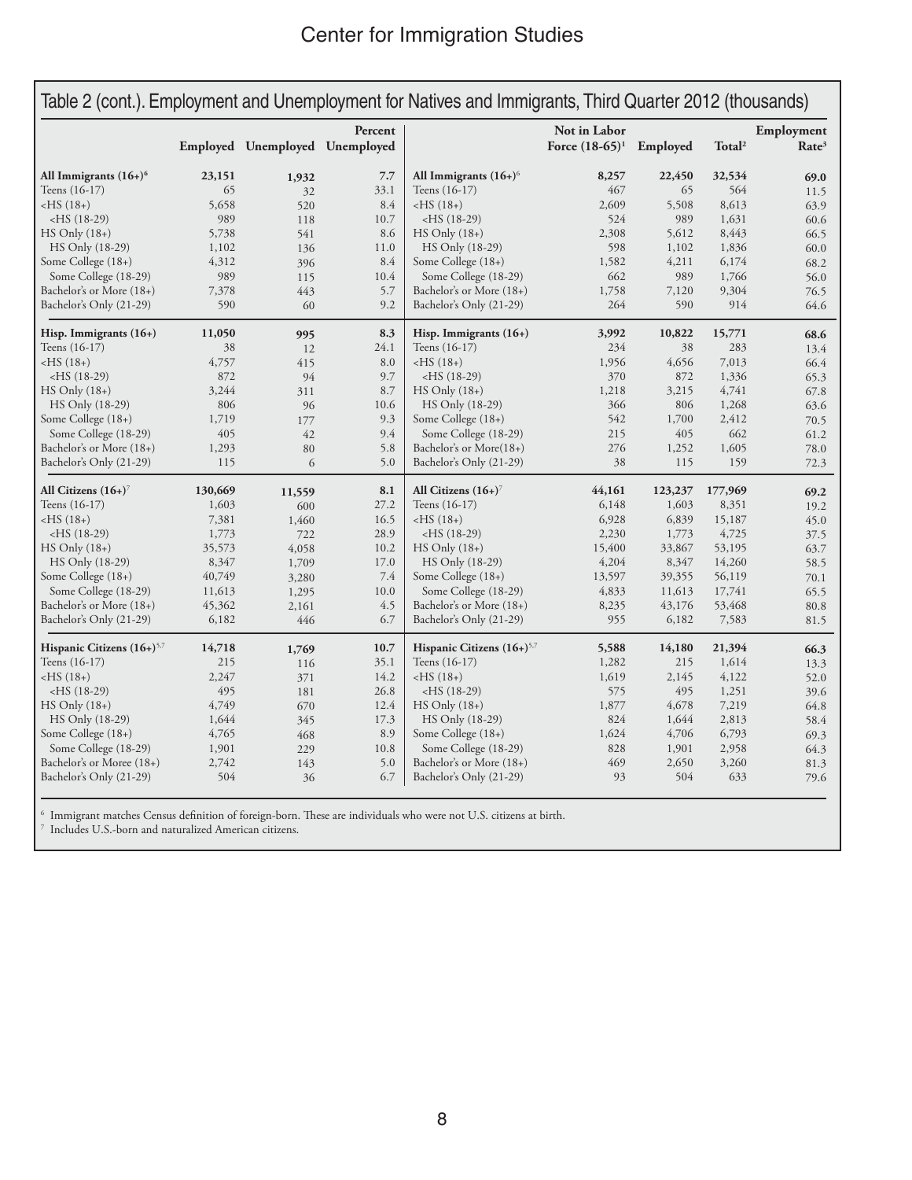## Table 2 (cont.). Employment and Unemployment for Natives and Immigrants, Third Quarter 2012 (thousands)

| | Employed | Unemployed | Percent Unemployed |
|---|---|---|---|
| **All Immigrants (16+)**[6] | **23,151** | **1,932** | **7.7** |
| Teens (16-17) | 65 | 32 | 33.1 |
| <HS (18+) | 5,658 | 520 | 8.4 |
| <HS (18-29) | 989 | 118 | 10.7 |
| HS Only (18+) | 5,738 | 541 | 8.6 |
| HS Only (18-29) | 1,102 | 136 | 11.0 |
| Some College (18+) | 4,312 | 396 | 8.4 |
| Some College (18-29) | 989 | 115 | 10.4 |
| Bachelor's or More (18+) | 7,378 | 443 | 5.7 |
| Bachelor's Only (21-29) | 590 | 60 | 9.2 |
| **Hisp. Immigrants (16+)** | **11,050** | **995** | **8.3** |
| Teens (16-17) | 38 | 12 | 24.1 |
| <HS (18+) | 4,757 | 415 | 8.0 |
| <HS (18-29) | 872 | 94 | 9.7 |
| HS Only (18+) | 3,244 | 311 | 8.7 |
| HS Only (18-29) | 806 | 96 | 10.6 |
| Some College (18+) | 1,719 | 177 | 9.3 |
| Some College (18-29) | 405 | 42 | 9.4 |
| Bachelor's or More (18+) | 1,293 | 80 | 5.8 |
| Bachelor's Only (21-29) | 115 | 6 | 5.0 |
| **All Citizens (16+)**[7] | **130,669** | **11,559** | **8.1** |
| Teens (16-17) | 1,603 | 600 | 27.2 |
| <HS (18+) | 7,381 | 1,460 | 16.5 |
| <HS (18-29) | 1,773 | 722 | 28.9 |
| HS Only (18+) | 35,573 | 4,058 | 10.2 |
| HS Only (18-29) | 8,347 | 1,709 | 17.0 |
| Some College (18+) | 40,749 | 3,280 | 7.4 |
| Some College (18-29) | 11,613 | 1,295 | 10.0 |
| Bachelor's or More (18+) | 45,362 | 2,161 | 4.5 |
| Bachelor's Only (21-29) | 6,182 | 446 | 6.7 |
| **Hispanic Citizens (16+)**[5,7] | **14,718** | **1,769** | **10.7** |
| Teens (16-17) | 215 | 116 | 35.1 |
| <HS (18+) | 2,247 | 371 | 14.2 |
| <HS (18-29) | 495 | 181 | 26.8 |
| HS Only (18+) | 4,749 | 670 | 12.4 |
| HS Only (18-29) | 1,644 | 345 | 17.3 |
| Some College (18+) | 4,765 | 468 | 8.9 |
| Some College (18-29) | 1,901 | 229 | 10.8 |
| Bachelor's or Moree (18+) | 2,742 | 143 | 5.0 |
| Bachelor's Only (21-29) | 504 | 36 | 6.7 |

| | Not in Labor Force (18-65)[1] | Employed | Total[2] | Employment Rate[3] |
|---|---|---|---|---|
| **All Immigrants (16+)**[6] | **8,257** | **22,450** | **32,534** | **69.0** |
| Teens (16-17) | 467 | 65 | 564 | 11.5 |
| <HS (18+) | 2,609 | 5,508 | 8,613 | 63.9 |
| <HS (18-29) | 524 | 989 | 1,631 | 60.6 |
| HS Only (18+) | 2,308 | 5,612 | 8,443 | 66.5 |
| HS Only (18-29) | 598 | 1,102 | 1,836 | 60.0 |
| Some College (18+) | 1,582 | 4,211 | 6,174 | 68.2 |
| Some College (18-29) | 662 | 989 | 1,766 | 56.0 |
| Bachelor's or More (18+) | 1,758 | 7,120 | 9,304 | 76.5 |
| Bachelor's Only (21-29) | 264 | 590 | 914 | 64.6 |
| **Hisp. Immigrants (16+)** | **3,992** | **10,822** | **15,771** | **68.6** |
| Teens (16-17) | 234 | 38 | 283 | 13.4 |
| <HS (18+) | 1,956 | 4,656 | 7,013 | 66.4 |
| <HS (18-29) | 370 | 872 | 1,336 | 65.3 |
| HS Only (18+) | 1,218 | 3,215 | 4,741 | 67.8 |
| HS Only (18-29) | 366 | 806 | 1,268 | 63.6 |
| Some College (18+) | 542 | 1,700 | 2,412 | 70.5 |
| Some College (18-29) | 215 | 405 | 662 | 61.2 |
| Bachelor's or More(18+) | 276 | 1,252 | 1,605 | 78.0 |
| Bachelor's Only (21-29) | 38 | 115 | 159 | 72.3 |
| **All Citizens (16+)**[7] | **44,161** | **123,237** | **177,969** | **69.2** |
| Teens (16-17) | 6,148 | 1,603 | 8,351 | 19.2 |
| <HS (18+) | 6,928 | 6,839 | 15,187 | 45.0 |
| <HS (18-29) | 2,230 | 1,773 | 4,725 | 37.5 |
| HS Only (18+) | 15,400 | 33,867 | 53,195 | 63.7 |
| HS Only (18-29) | 4,204 | 8,347 | 14,260 | 58.5 |
| Some College (18+) | 13,597 | 39,355 | 56,119 | 70.1 |
| Some College (18-29) | 4,833 | 11,613 | 17,741 | 65.5 |
| Bachelor's or More (18+) | 8,235 | 43,176 | 53,468 | 80.8 |
| Bachelor's Only (21-29) | 955 | 6,182 | 7,583 | 81.5 |
| **Hispanic Citizens (16+)**[5,7] | **5,588** | **14,180** | **21,394** | **66.3** |
| Teens (16-17) | 1,282 | 215 | 1,614 | 13.3 |
| <HS (18+) | 1,619 | 2,145 | 4,122 | 52.0 |
| <HS (18-29) | 575 | 495 | 1,251 | 39.6 |
| HS Only (18+) | 1,877 | 4,678 | 7,219 | 64.8 |
| HS Only (18-29) | 824 | 1,644 | 2,813 | 58.4 |
| Some College (18+) | 1,624 | 4,706 | 6,793 | 69.3 |
| Some College (18-29) | 828 | 1,901 | 2,958 | 64.3 |
| Bachelor's or More (18+) | 469 | 2,650 | 3,260 | 81.3 |
| Bachelor's Only (21-29) | 93 | 504 | 633 | 79.6 |

[6] Immigrant matches Census definition of foreign-born. These are individuals who were not U.S. citizens at birth.
[7] Includes U.S.-born and naturalized American citizens.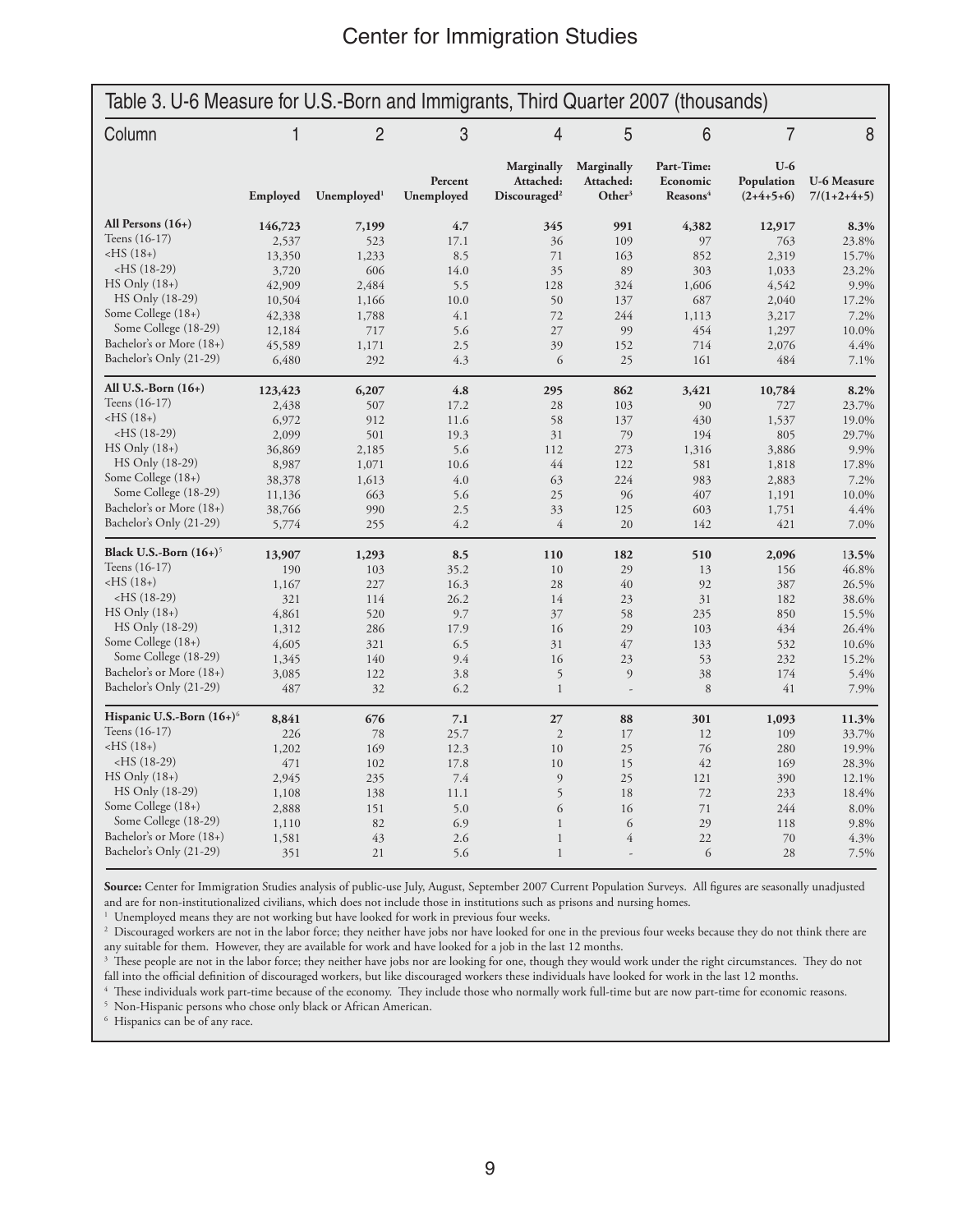## Table 3. U-6 Measure for U.S.-Born and Immigrants, Third Quarter 2007 (thousands)

| Column | 1 | 2 | 3 | 4 | 5 | 6 | 7 | 8 |
|---|---|---|---|---|---|---|---|---|
| | Employed | Unemployed[1] | Percent Unemployed | Marginally Attached: Discouraged[2] | Marginally Attached: Other[3] | Part-Time: Economic Reasons[4] | U-6 Population (2+4+5+6) | U-6 Measure 7/(1+2+4+5) |
| **All Persons (16+)** | **146,723** | **7,199** | **4.7** | **345** | **991** | **4,382** | **12,917** | **8.3%** |
| Teens (16-17) | 2,537 | 523 | 17.1 | 36 | 109 | 97 | 763 | 23.8% |
| <HS (18+) | 13,350 | 1,233 | 8.5 | 71 | 163 | 852 | 2,319 | 15.7% |
| <HS (18-29) | 3,720 | 606 | 14.0 | 35 | 89 | 303 | 1,033 | 23.2% |
| HS Only (18+) | 42,909 | 2,484 | 5.5 | 128 | 324 | 1,606 | 4,542 | 9.9% |
| HS Only (18-29) | 10,504 | 1,166 | 10.0 | 50 | 137 | 687 | 2,040 | 17.2% |
| Some College (18+) | 42,338 | 1,788 | 4.1 | 72 | 244 | 1,113 | 3,217 | 7.2% |
| Some College (18-29) | 12,184 | 717 | 5.6 | 27 | 99 | 454 | 1,297 | 10.0% |
| Bachelor's or More (18+) | 45,589 | 1,171 | 2.5 | 39 | 152 | 714 | 2,076 | 4.4% |
| Bachelor's Only (21-29) | 6,480 | 292 | 4.3 | 6 | 25 | 161 | 484 | 7.1% |
| **All U.S.-Born (16+)** | **123,423** | **6,207** | **4.8** | **295** | **862** | **3,421** | **10,784** | **8.2%** |
| Teens (16-17) | 2,438 | 507 | 17.2 | 28 | 103 | 90 | 727 | 23.7% |
| <HS (18+) | 6,972 | 912 | 11.6 | 58 | 137 | 430 | 1,537 | 19.0% |
| <HS (18-29) | 2,099 | 501 | 19.3 | 31 | 79 | 194 | 805 | 29.7% |
| HS Only (18+) | 36,869 | 2,185 | 5.6 | 112 | 273 | 1,316 | 3,886 | 9.9% |
| HS Only (18-29) | 8,987 | 1,071 | 10.6 | 44 | 122 | 581 | 1,818 | 17.8% |
| Some College (18+) | 38,378 | 1,613 | 4.0 | 63 | 224 | 983 | 2,883 | 7.2% |
| Some College (18-29) | 11,136 | 663 | 5.6 | 25 | 96 | 407 | 1,191 | 10.0% |
| Bachelor's or More (18+) | 38,766 | 990 | 2.5 | 33 | 125 | 603 | 1,751 | 4.4% |
| Bachelor's Only (21-29) | 5,774 | 255 | 4.2 | 4 | 20 | 142 | 421 | 7.0% |
| **Black U.S.-Born (16+)**[5] | **13,907** | **1,293** | **8.5** | **110** | **182** | **510** | **2,096** | **13.5%** |
| Teens (16-17) | 190 | 103 | 35.2 | 10 | 29 | 13 | 156 | 46.8% |
| <HS (18+) | 1,167 | 227 | 16.3 | 28 | 40 | 92 | 387 | 26.5% |
| <HS (18-29) | 321 | 114 | 26.2 | 14 | 23 | 31 | 182 | 38.6% |
| HS Only (18+) | 4,861 | 520 | 9.7 | 37 | 58 | 235 | 850 | 15.5% |
| HS Only (18-29) | 1,312 | 286 | 17.9 | 16 | 29 | 103 | 434 | 26.4% |
| Some College (18+) | 4,605 | 321 | 6.5 | 31 | 47 | 133 | 532 | 10.6% |
| Some College (18-29) | 1,345 | 140 | 9.4 | 16 | 23 | 53 | 232 | 15.2% |
| Bachelor's or More (18+) | 3,085 | 122 | 3.8 | 5 | 9 | 38 | 174 | 5.4% |
| Bachelor's Only (21-29) | 487 | 32 | 6.2 | 1 | - | 8 | 41 | 7.9% |
| **Hispanic U.S.-Born (16+)**[6] | **8,841** | **676** | **7.1** | **27** | **88** | **301** | **1,093** | **11.3%** |
| Teens (16-17) | 226 | 78 | 25.7 | 2 | 17 | 12 | 109 | 33.7% |
| <HS (18+) | 1,202 | 169 | 12.3 | 10 | 25 | 76 | 280 | 19.9% |
| <HS (18-29) | 471 | 102 | 17.8 | 10 | 15 | 42 | 169 | 28.3% |
| HS Only (18+) | 2,945 | 235 | 7.4 | 9 | 25 | 121 | 390 | 12.1% |
| HS Only (18-29) | 1,108 | 138 | 11.1 | 5 | 18 | 72 | 233 | 18.4% |
| Some College (18+) | 2,888 | 151 | 5.0 | 6 | 16 | 71 | 244 | 8.0% |
| Some College (18-29) | 1,110 | 82 | 6.9 | 1 | 6 | 29 | 118 | 9.8% |
| Bachelor's or More (18+) | 1,581 | 43 | 2.6 | 1 | 4 | 22 | 70 | 4.3% |
| Bachelor's Only (21-29) | 351 | 21 | 5.6 | 1 | - | 6 | 28 | 7.5% |

**Source:** Center for Immigration Studies analysis of public-use July, August, September 2007 Current Population Surveys. All figures are seasonally unadjusted and are for non-institutionalized civilians, which does not include those in institutions such as prisons and nursing homes.

[1] Unemployed means they are not working but have looked for work in previous four weeks.

[2] Discouraged workers are not in the labor force; they neither have jobs nor have looked for one in the previous four weeks because they do not think there are any suitable for them. However, they are available for work and have looked for a job in the last 12 months.

[3] These people are not in the labor force; they neither have jobs nor are looking for one, though they would work under the right circumstances. They do not fall into the official definition of discouraged workers, but like discouraged workers these individuals have looked for work in the last 12 months.

[4] These individuals work part-time because of the economy. They include those who normally work full-time but are now part-time for economic reasons.

[5] Non-Hispanic persons who chose only black or African American.

[6] Hispanics can be of any race.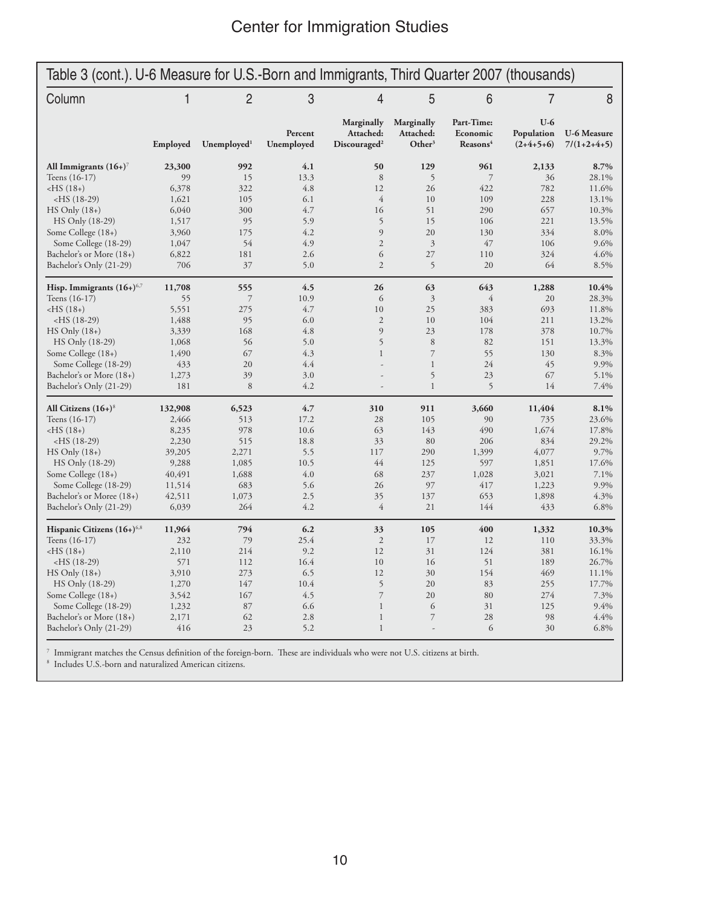## Table 3 (cont.). U-6 Measure for U.S.-Born and Immigrants, Third Quarter 2007 (thousands)

| Column | 1 | 2 | 3 | 4 | 5 | 6 | 7 | 8 |
|---|---|---|---|---|---|---|---|---|
| | Employed | Unemployed[1] | Percent Unemployed | Marginally Attached: Discouraged[2] | Marginally Attached: Other[3] | Part-Time: Economic Reasons[4] | U-6 Population (2+4+5+6) | U-6 Measure 7/(1+2+4+5) |
| **All Immigrants (16+)**[7] | **23,300** | **992** | **4.1** | **50** | **129** | **961** | **2,133** | **8.7%** |
| Teens (16-17) | 99 | 15 | 13.3 | 8 | 5 | 7 | 36 | 28.1% |
| <HS (18+) | 6,378 | 322 | 4.8 | 12 | 26 | 422 | 782 | 11.6% |
| <HS (18-29) | 1,621 | 105 | 6.1 | 4 | 10 | 109 | 228 | 13.1% |
| HS Only (18+) | 6,040 | 300 | 4.7 | 16 | 51 | 290 | 657 | 10.3% |
| HS Only (18-29) | 1,517 | 95 | 5.9 | 5 | 15 | 106 | 221 | 13.5% |
| Some College (18+) | 3,960 | 175 | 4.2 | 9 | 20 | 130 | 334 | 8.0% |
| Some College (18-29) | 1,047 | 54 | 4.9 | 2 | 3 | 47 | 106 | 9.6% |
| Bachelor's or More (18+) | 6,822 | 181 | 2.6 | 6 | 27 | 110 | 324 | 4.6% |
| Bachelor's Only (21-29) | 706 | 37 | 5.0 | 2 | 5 | 20 | 64 | 8.5% |
| **Hisp. Immigrants (16+)**[6,7] | **11,708** | **555** | **4.5** | **26** | **63** | **643** | **1,288** | **10.4%** |
| Teens (16-17) | 55 | 7 | 10.9 | 6 | 3 | 4 | 20 | 28.3% |
| <HS (18+) | 5,551 | 275 | 4.7 | 10 | 25 | 383 | 693 | 11.8% |
| <HS (18-29) | 1,488 | 95 | 6.0 | 2 | 10 | 104 | 211 | 13.2% |
| HS Only (18+) | 3,339 | 168 | 4.8 | 9 | 23 | 178 | 378 | 10.7% |
| HS Only (18-29) | 1,068 | 56 | 5.0 | 5 | 8 | 82 | 151 | 13.3% |
| Some College (18+) | 1,490 | 67 | 4.3 | 1 | 7 | 55 | 130 | 8.3% |
| Some College (18-29) | 433 | 20 | 4.4 | - | 1 | 24 | 45 | 9.9% |
| Bachelor's or More (18+) | 1,273 | 39 | 3.0 | - | 5 | 23 | 67 | 5.1% |
| Bachelor's Only (21-29) | 181 | 8 | 4.2 | - | 1 | 5 | 14 | 7.4% |
| **All Citizens (16+)**[8] | **132,908** | **6,523** | **4.7** | **310** | **911** | **3,660** | **11,404** | **8.1%** |
| Teens (16-17) | 2,466 | 513 | 17.2 | 28 | 105 | 90 | 735 | 23.6% |
| <HS (18+) | 8,235 | 978 | 10.6 | 63 | 143 | 490 | 1,674 | 17.8% |
| <HS (18-29) | 2,230 | 515 | 18.8 | 33 | 80 | 206 | 834 | 29.2% |
| HS Only (18+) | 39,205 | 2,271 | 5.5 | 117 | 290 | 1,399 | 4,077 | 9.7% |
| HS Only (18-29) | 9,288 | 1,085 | 10.5 | 44 | 125 | 597 | 1,851 | 17.6% |
| Some College (18+) | 40,491 | 1,688 | 4.0 | 68 | 237 | 1,028 | 3,021 | 7.1% |
| Some College (18-29) | 11,514 | 683 | 5.6 | 26 | 97 | 417 | 1,223 | 9.9% |
| Bachelor's or Moree (18+) | 42,511 | 1,073 | 2.5 | 35 | 137 | 653 | 1,898 | 4.3% |
| Bachelor's Only (21-29) | 6,039 | 264 | 4.2 | 4 | 21 | 144 | 433 | 6.8% |
| **Hispanic Citizens (16+)**[6,8] | **11,964** | **794** | **6.2** | **33** | **105** | **400** | **1,332** | **10.3%** |
| Teens (16-17) | 232 | 79 | 25.4 | 2 | 17 | 12 | 110 | 33.3% |
| <HS (18+) | 2,110 | 214 | 9.2 | 12 | 31 | 124 | 381 | 16.1% |
| <HS (18-29) | 571 | 112 | 16.4 | 10 | 16 | 51 | 189 | 26.7% |
| HS Only (18+) | 3,910 | 273 | 6.5 | 12 | 30 | 154 | 469 | 11.1% |
| HS Only (18-29) | 1,270 | 147 | 10.4 | 5 | 20 | 83 | 255 | 17.7% |
| Some College (18+) | 3,542 | 167 | 4.5 | 7 | 20 | 80 | 274 | 7.3% |
| Some College (18-29) | 1,232 | 87 | 6.6 | 1 | 6 | 31 | 125 | 9.4% |
| Bachelor's or More (18+) | 2,171 | 62 | 2.8 | 1 | 7 | 28 | 98 | 4.4% |
| Bachelor's Only (21-29) | 416 | 23 | 5.2 | 1 | - | 6 | 30 | 6.8% |

[7] Immigrant matches the Census definition of the foreign-born. These are individuals who were not U.S. citizens at birth.

[8] Includes U.S.-born and naturalized American citizens.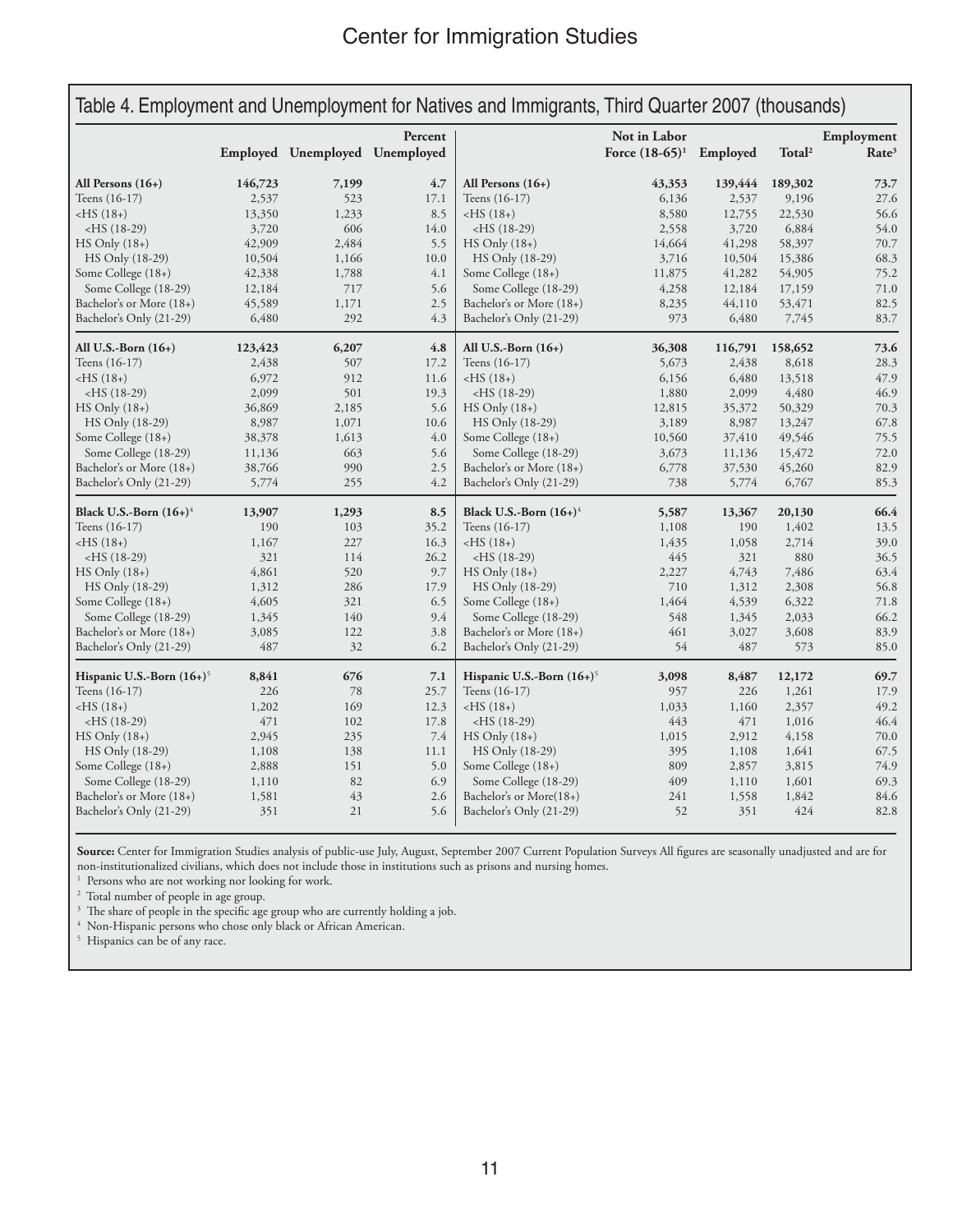## Table 4. Employment and Unemployment for Natives and Immigrants, Third Quarter 2007 (thousands)

| | Employed | Unemployed | Percent Unemployed | | Not in Labor Force (18-65)[1] | Employed | Total[2] | Employment Rate[3] |
|---|---|---|---|---|---|---|---|---|
| **All Persons (16+)** | **146,723** | **7,199** | **4.7** | **All Persons (16+)** | **43,353** | **139,444** | **189,302** | **73.7** |
| Teens (16-17) | 2,537 | 523 | 17.1 | Teens (16-17) | 6,136 | 2,537 | 9,196 | 27.6 |
| <HS (18+) | 13,350 | 1,233 | 8.5 | <HS (18+) | 8,580 | 12,755 | 22,530 | 56.6 |
| <HS (18-29) | 3,720 | 606 | 14.0 | <HS (18-29) | 2,558 | 3,720 | 6,884 | 54.0 |
| HS Only (18+) | 42,909 | 2,484 | 5.5 | HS Only (18+) | 14,664 | 41,298 | 58,397 | 70.7 |
| HS Only (18-29) | 10,504 | 1,166 | 10.0 | HS Only (18-29) | 3,716 | 10,504 | 15,386 | 68.3 |
| Some College (18+) | 42,338 | 1,788 | 4.1 | Some College (18+) | 11,875 | 41,282 | 54,905 | 75.2 |
| Some College (18-29) | 12,184 | 717 | 5.6 | Some College (18-29) | 4,258 | 12,184 | 17,159 | 71.0 |
| Bachelor's or More (18+) | 45,589 | 1,171 | 2.5 | Bachelor's or More (18+) | 8,235 | 44,110 | 53,471 | 82.5 |
| Bachelor's Only (21-29) | 6,480 | 292 | 4.3 | Bachelor's Only (21-29) | 973 | 6,480 | 7,745 | 83.7 |
| **All U.S.-Born (16+)** | **123,423** | **6,207** | **4.8** | **All U.S.-Born (16+)** | **36,308** | **116,791** | **158,652** | **73.6** |
| Teens (16-17) | 2,438 | 507 | 17.2 | Teens (16-17) | 5,673 | 2,438 | 8,618 | 28.3 |
| <HS (18+) | 6,972 | 912 | 11.6 | <HS (18+) | 6,156 | 6,480 | 13,518 | 47.9 |
| <HS (18-29) | 2,099 | 501 | 19.3 | <HS (18-29) | 1,880 | 2,099 | 4,480 | 46.9 |
| HS Only (18+) | 36,869 | 2,185 | 5.6 | HS Only (18+) | 12,815 | 35,372 | 50,329 | 70.3 |
| HS Only (18-29) | 8,987 | 1,071 | 10.6 | HS Only (18-29) | 3,189 | 8,987 | 13,247 | 67.8 |
| Some College (18+) | 38,378 | 1,613 | 4.0 | Some College (18+) | 10,560 | 37,410 | 49,546 | 75.5 |
| Some College (18-29) | 11,136 | 663 | 5.6 | Some College (18-29) | 3,673 | 11,136 | 15,472 | 72.0 |
| Bachelor's or More (18+) | 38,766 | 990 | 2.5 | Bachelor's or More (18+) | 6,778 | 37,530 | 45,260 | 82.9 |
| Bachelor's Only (21-29) | 5,774 | 255 | 4.2 | Bachelor's Only (21-29) | 738 | 5,774 | 6,767 | 85.3 |
| **Black U.S.-Born (16+)**[4] | **13,907** | **1,293** | **8.5** | **Black U.S.-Born (16+)**[4] | **5,587** | **13,367** | **20,130** | **66.4** |
| Teens (16-17) | 190 | 103 | 35.2 | Teens (16-17) | 1,108 | 190 | 1,402 | 13.5 |
| <HS (18+) | 1,167 | 227 | 16.3 | <HS (18+) | 1,435 | 1,058 | 2,714 | 39.0 |
| <HS (18-29) | 321 | 114 | 26.2 | <HS (18-29) | 445 | 321 | 880 | 36.5 |
| HS Only (18+) | 4,861 | 520 | 9.7 | HS Only (18+) | 2,227 | 4,743 | 7,486 | 63.4 |
| HS Only (18-29) | 1,312 | 286 | 17.9 | HS Only (18-29) | 710 | 1,312 | 2,308 | 56.8 |
| Some College (18+) | 4,605 | 321 | 6.5 | Some College (18+) | 1,464 | 4,539 | 6,322 | 71.8 |
| Some College (18-29) | 1,345 | 140 | 9.4 | Some College (18-29) | 548 | 1,345 | 2,033 | 66.2 |
| Bachelor's or More (18+) | 3,085 | 122 | 3.8 | Bachelor's or More (18+) | 461 | 3,027 | 3,608 | 83.9 |
| Bachelor's Only (21-29) | 487 | 32 | 6.2 | Bachelor's Only (21-29) | 54 | 487 | 573 | 85.0 |
| **Hispanic U.S.-Born (16+)**[5] | **8,841** | **676** | **7.1** | **Hispanic U.S.-Born (16+)**[5] | **3,098** | **8,487** | **12,172** | **69.7** |
| Teens (16-17) | 226 | 78 | 25.7 | Teens (16-17) | 957 | 226 | 1,261 | 17.9 |
| <HS (18+) | 1,202 | 169 | 12.3 | <HS (18+) | 1,033 | 1,160 | 2,357 | 49.2 |
| <HS (18-29) | 471 | 102 | 17.8 | <HS (18-29) | 443 | 471 | 1,016 | 46.4 |
| HS Only (18+) | 2,945 | 235 | 7.4 | HS Only (18+) | 1,015 | 2,912 | 4,158 | 70.0 |
| HS Only (18-29) | 1,108 | 138 | 11.1 | HS Only (18-29) | 395 | 1,108 | 1,641 | 67.5 |
| Some College (18+) | 2,888 | 151 | 5.0 | Some College (18+) | 809 | 2,857 | 3,815 | 74.9 |
| Some College (18-29) | 1,110 | 82 | 6.9 | Some College (18-29) | 409 | 1,110 | 1,601 | 69.3 |
| Bachelor's or More (18+) | 1,581 | 43 | 2.6 | Bachelor's or More(18+) | 241 | 1,558 | 1,842 | 84.6 |
| Bachelor's Only (21-29) | 351 | 21 | 5.6 | Bachelor's Only (21-29) | 52 | 351 | 424 | 82.8 |

**Source:** Center for Immigration Studies analysis of public-use July, August, September 2007 Current Population Surveys All figures are seasonally unadjusted and are for non-institutionalized civilians, which does not include those in institutions such as prisons and nursing homes.

[1] Persons who are not working nor looking for work.

[2] Total number of people in age group.

[3] The share of people in the specific age group who are currently holding a job.

[4] Non-Hispanic persons who chose only black or African American.

[5] Hispanics can be of any race.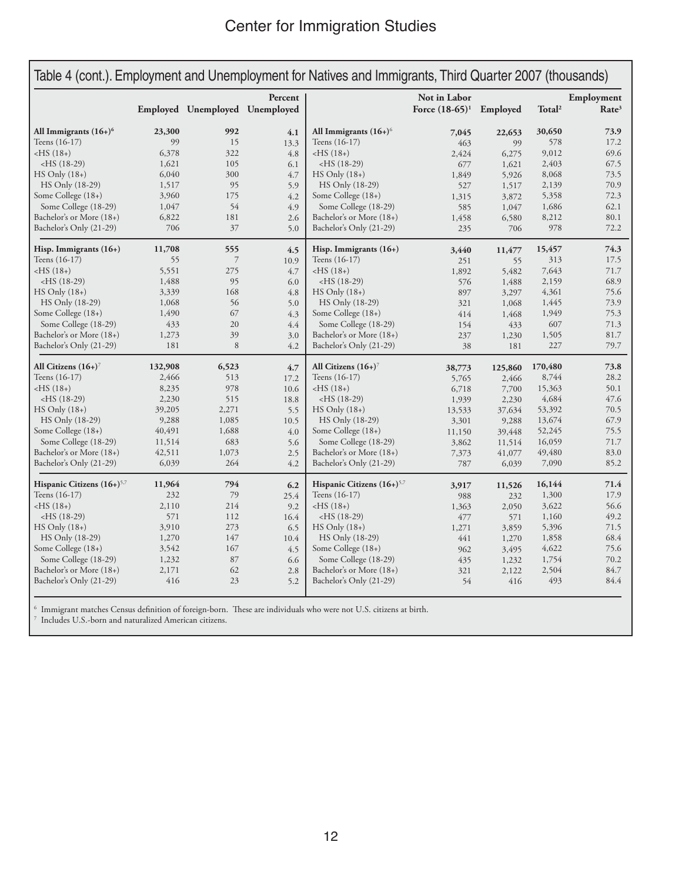## Table 4 (cont.). Employment and Unemployment for Natives and Immigrants, Third Quarter 2007 (thousands)

| | Employed | Unemployed | Percent Unemployed | | Not in Labor Force (18-65)[1] | Employed | Total[2] | Employment Rate[3] |
|---|---|---|---|---|---|---|---|---|
| **All Immigrants (16+)[6]** | **23,300** | **992** | **4.1** | **All Immigrants (16+)[6]** | **7,045** | **22,653** | **30,650** | **73.9** |
| Teens (16-17) | 99 | 15 | 13.3 | Teens (16-17) | 463 | 99 | 578 | 17.2 |
| <HS (18+) | 6,378 | 322 | 4.8 | <HS (18+) | 2,424 | 6,275 | 9,012 | 69.6 |
| <HS (18-29) | 1,621 | 105 | 6.1 | <HS (18-29) | 677 | 1,621 | 2,403 | 67.5 |
| HS Only (18+) | 6,040 | 300 | 4.7 | HS Only (18+) | 1,849 | 5,926 | 8,068 | 73.5 |
| HS Only (18-29) | 1,517 | 95 | 5.9 | HS Only (18-29) | 527 | 1,517 | 2,139 | 70.9 |
| Some College (18+) | 3,960 | 175 | 4.2 | Some College (18+) | 1,315 | 3,872 | 5,358 | 72.3 |
| Some College (18-29) | 1,047 | 54 | 4.9 | Some College (18-29) | 585 | 1,047 | 1,686 | 62.1 |
| Bachelor's or More (18+) | 6,822 | 181 | 2.6 | Bachelor's or More (18+) | 1,458 | 6,580 | 8,212 | 80.1 |
| Bachelor's Only (21-29) | 706 | 37 | 5.0 | Bachelor's Only (21-29) | 235 | 706 | 978 | 72.2 |
| **Hisp. Immigrants (16+)** | **11,708** | **555** | **4.5** | **Hisp. Immigrants (16+)** | **3,440** | **11,477** | **15,457** | **74.3** |
| Teens (16-17) | 55 | 7 | 10.9 | Teens (16-17) | 251 | 55 | 313 | 17.5 |
| <HS (18+) | 5,551 | 275 | 4.7 | <HS (18+) | 1,892 | 5,482 | 7,643 | 71.7 |
| <HS (18-29) | 1,488 | 95 | 6.0 | <HS (18-29) | 576 | 1,488 | 2,159 | 68.9 |
| HS Only (18+) | 3,339 | 168 | 4.8 | HS Only (18+) | 897 | 3,297 | 4,361 | 75.6 |
| HS Only (18-29) | 1,068 | 56 | 5.0 | HS Only (18-29) | 321 | 1,068 | 1,445 | 73.9 |
| Some College (18+) | 1,490 | 67 | 4.3 | Some College (18+) | 414 | 1,468 | 1,949 | 75.3 |
| Some College (18-29) | 433 | 20 | 4.4 | Some College (18-29) | 154 | 433 | 607 | 71.3 |
| Bachelor's or More (18+) | 1,273 | 39 | 3.0 | Bachelor's or More (18+) | 237 | 1,230 | 1,505 | 81.7 |
| Bachelor's Only (21-29) | 181 | 8 | 4.2 | Bachelor's Only (21-29) | 38 | 181 | 227 | 79.7 |
| **All Citizens (16+)[7]** | **132,908** | **6,523** | **4.7** | **All Citizens (16+)[7]** | **38,773** | **125,860** | **170,480** | **73.8** |
| Teens (16-17) | 2,466 | 513 | 17.2 | Teens (16-17) | 5,765 | 2,466 | 8,744 | 28.2 |
| <HS (18+) | 8,235 | 978 | 10.6 | <HS (18+) | 6,718 | 7,700 | 15,363 | 50.1 |
| <HS (18-29) | 2,230 | 515 | 18.8 | <HS (18-29) | 1,939 | 2,230 | 4,684 | 47.6 |
| HS Only (18+) | 39,205 | 2,271 | 5.5 | HS Only (18+) | 13,533 | 37,634 | 53,392 | 70.5 |
| HS Only (18-29) | 9,288 | 1,085 | 10.5 | HS Only (18-29) | 3,301 | 9,288 | 13,674 | 67.9 |
| Some College (18+) | 40,491 | 1,688 | 4.0 | Some College (18+) | 11,150 | 39,448 | 52,245 | 75.5 |
| Some College (18-29) | 11,514 | 683 | 5.6 | Some College (18-29) | 3,862 | 11,514 | 16,059 | 71.7 |
| Bachelor's or More (18+) | 42,511 | 1,073 | 2.5 | Bachelor's or More (18+) | 7,373 | 41,077 | 49,480 | 83.0 |
| Bachelor's Only (21-29) | 6,039 | 264 | 4.2 | Bachelor's Only (21-29) | 787 | 6,039 | 7,090 | 85.2 |
| **Hispanic Citizens (16+)[5,7]** | **11,964** | **794** | **6.2** | **Hispanic Citizens (16+)[5,7]** | **3,917** | **11,526** | **16,144** | **71.4** |
| Teens (16-17) | 232 | 79 | 25.4 | Teens (16-17) | 988 | 232 | 1,300 | 17.9 |
| <HS (18+) | 2,110 | 214 | 9.2 | <HS (18+) | 1,363 | 2,050 | 3,622 | 56.6 |
| <HS (18-29) | 571 | 112 | 16.4 | <HS (18-29) | 477 | 571 | 1,160 | 49.2 |
| HS Only (18+) | 3,910 | 273 | 6.5 | HS Only (18+) | 1,271 | 3,859 | 5,396 | 71.5 |
| HS Only (18-29) | 1,270 | 147 | 10.4 | HS Only (18-29) | 441 | 1,270 | 1,858 | 68.4 |
| Some College (18+) | 3,542 | 167 | 4.5 | Some College (18+) | 962 | 3,495 | 4,622 | 75.6 |
| Some College (18-29) | 1,232 | 87 | 6.6 | Some College (18-29) | 435 | 1,232 | 1,754 | 70.2 |
| Bachelor's or More (18+) | 2,171 | 62 | 2.8 | Bachelor's or More (18+) | 321 | 2,122 | 2,504 | 84.7 |
| Bachelor's Only (21-29) | 416 | 23 | 5.2 | Bachelor's Only (21-29) | 54 | 416 | 493 | 84.4 |

[6] Immigrant matches Census definition of foreign-born. These are individuals who were not U.S. citizens at birth.

[7] Includes U.S.-born and naturalized American citizens.